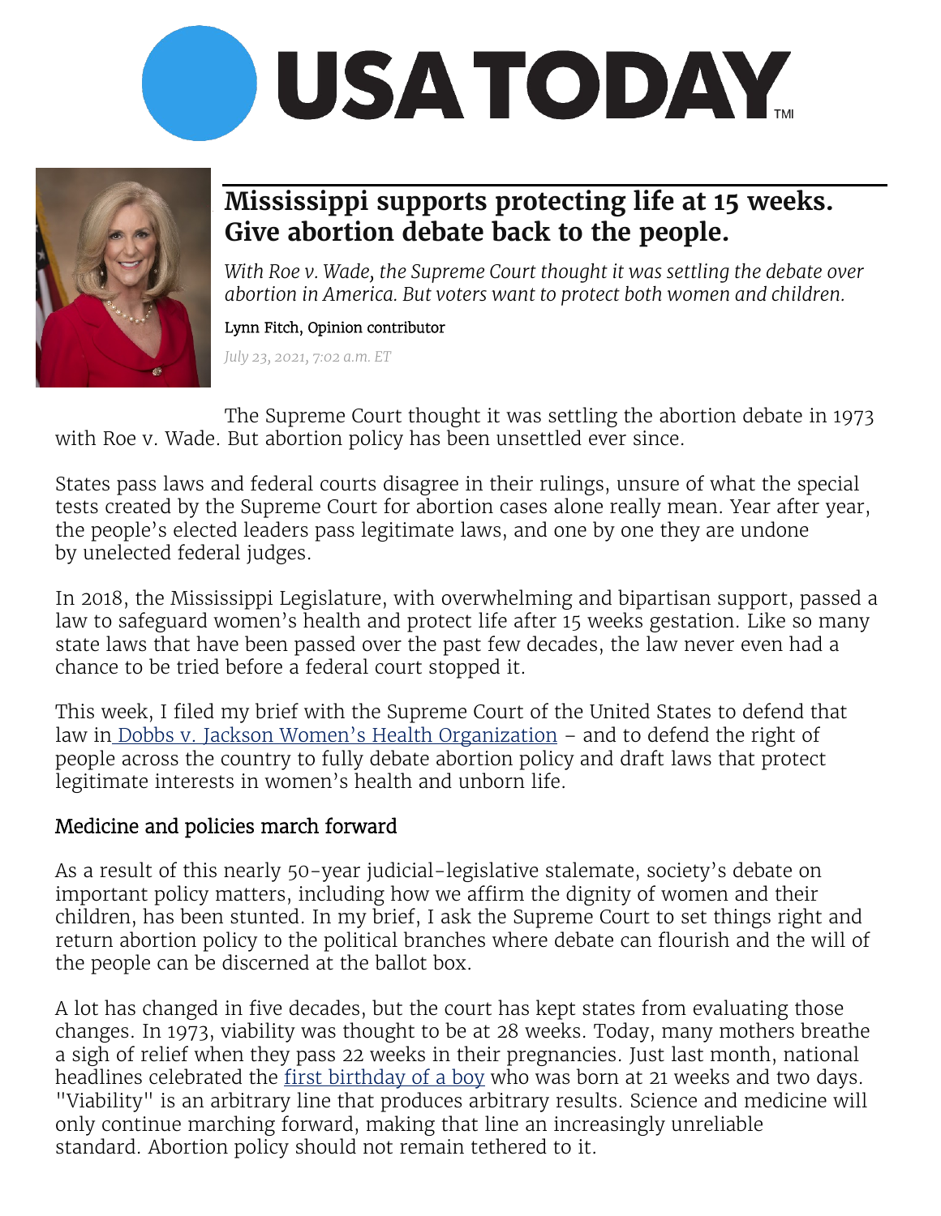# USA TODAY

## Mississippi supports protecting life at 15 weeks. Give abortion debate back to the people.

*With Roe v. Wade, the Supreme Court thought it was settling the debate over abortion in America. But voters want to protect both women and children.*

Lynn Fitch, Opinion contributor

*July 23, 2021, 7:02 a.m. ET*

The Supreme Court thought it was settling the abortion debate in 1973 with Roe v. Wade. But abortion policy has been unsettled ever since.

States pass laws and federal courts disagree in their rulings, unsure of what the special tests created by the Supreme Court for abortion cases alone really mean. Year after year, the people's elected leaders pass legitimate laws, and one by one they are undone by unelected federal judges.

In 2018, the Mississippi Legislature, with overwhelming and bipartisan support, passed a law to safeguard women's health and protect life after 15 weeks gestation. Like so many state laws that have been passed over the past few decades, the law never even had a chance to be tried before a federal court stopped it.

This week, I filed my brief with the Supreme Court of the United States to defend that law in Dobbs v. Jackson Women's Health Organization – and to defend the right of people across the country to fully debate abortion policy and draft laws that protect legitimate interests in women's health and unborn life.

### Medicine and policies march forward

As a result of this nearly 50-year judicial-legislative stalemate, society's debate on important policy matters, including how we affirm the dignity of women and their children, has been stunted. In my brief, I ask the Supreme Court to set things right and return abortion policy to the political branches where debate can flourish and the will of the people can be discerned at the ballot box.

A lot has changed in five decades, but the court has kept states from evaluating those changes. In 1973, viability was thought to be at 28 weeks. Today, many mothers breathe a sigh of relief when they pass 22 weeks in their pregnancies. Just last month, national headlines celebrated the first birthday of a boy who was born at 21 weeks and two days. "Viability" is an arbitrary line that produces arbitrary results. Science and medicine will only continue marching forward, making that line an increasingly unreliable standard. Abortion policy should not remain tethered to it.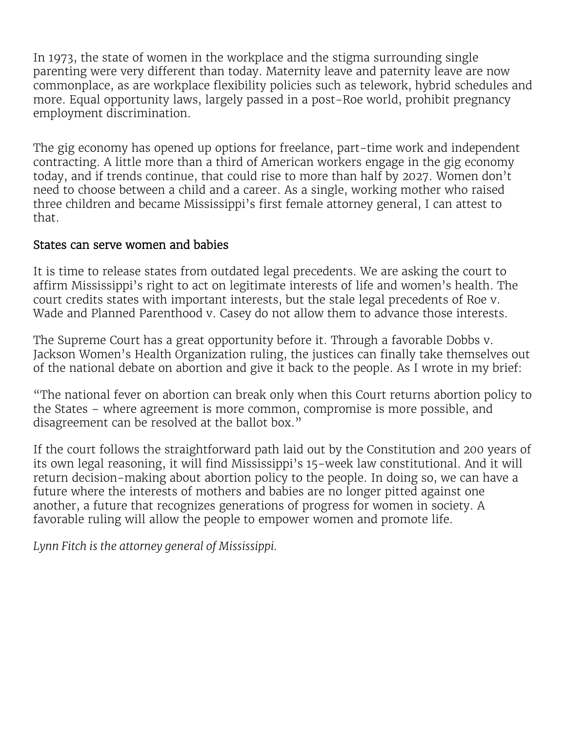In 1973, the state of women in the workplace and the stigma surrounding single parenting were very different than today. Maternity leave and paternity leave are now commonplace, as are workplace flexibility policies such as telework, hybrid schedules and more. Equal opportunity laws, largely passed in a post-Roe world, prohibit pregnancy employment discrimination.

The gig economy has opened up options for freelance, part-time work and independent contracting. A little more than a third of American workers engage in the gig economy today, and if trends continue, that could rise to more than half by 2027. Women don't need to choose between a child and a career. As a single, working mother who raised three children and became Mississippi's first female attorney general, I can attest to that.

## States can serve women and babies

It is time to release states from outdated legal precedents. We are asking the court to affirm Mississippi's right to act on legitimate interests of life and women's health. The court credits states with important interests, but the stale legal precedents of Roe v. Wade and Planned Parenthood v. Casey do not allow them to advance those interests.

The Supreme Court has a great opportunity before it. Through a favorable Dobbs v. Jackson Women's Health Organization ruling, the justices can finally take themselves out of the national debate on abortion and give it back to the people. As I wrote in my brief:

"The national fever on abortion can break only when this Court returns abortion policy to the States – where agreement is more common, compromise is more possible, and disagreement can be resolved at the ballot box."

If the court follows the straightforward path laid out by the Constitution and 200 years of its own legal reasoning, it will find Mississippi's 15-week law constitutional. And it will return decision-making about abortion policy to the people. In doing so, we can have a future where the interests of mothers and babies are no longer pitted against one another, a future that recognizes generations of progress for women in society. A favorable ruling will allow the people to empower women and promote life.

*Lynn Fitch is the attorney general of Mississippi.*